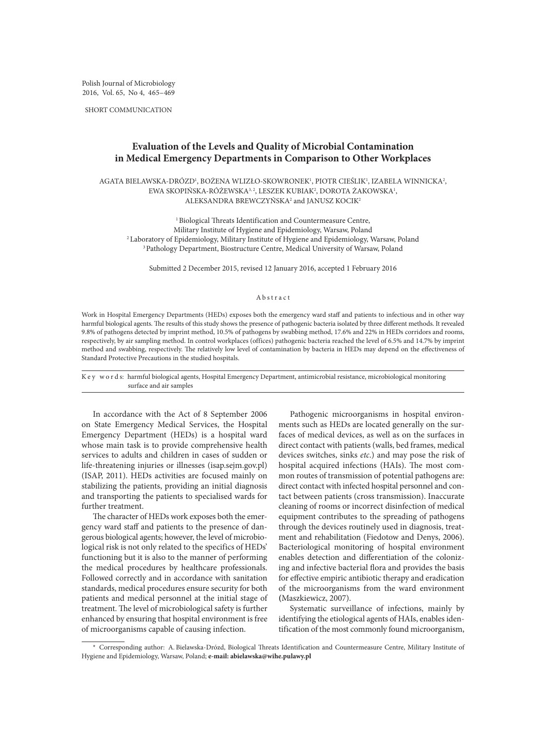SHORT COMMUNICATION

# Evaluation of the Levels and Quality of Microbial Contamination in Medical Emergency Departments in Comparison to Other Workplaces

AGATA BIELAWSKA-DRÓZD[1], BOŻENA WLIZŁO-SKOWRONEK[1], PIOTR CIEŚLIK[1], IZABELA WINNICKA[2], EWA SKOPIŃSKA-RÓŻEWSKA[3, 2], LESZEK KUBIAK[2], DOROTA ŻAKOWSKA[1], ALEKSANDRA BREWCZYŃSKA[2] and JANUSZ KOCIK[2]

[1] Biological Threats Identification and Countermeasure Centre, Military Institute of Hygiene and Epidemiology, Warsaw, Poland
[2] Laboratory of Epidemiology, Military Institute of Hygiene and Epidemiology, Warsaw, Poland
[3] Pathology Department, Biostructure Centre, Medical University of Warsaw, Poland

Submitted 2 December 2015, revised 12 January 2016, accepted 1 February 2016

## Abstract

Work in Hospital Emergency Departments (HEDs) exposes both the emergency ward staff and patients to infectious and in other way harmful biological agents. The results of this study shows the presence of pathogenic bacteria isolated by three different methods. It revealed 9.8% of pathogens detected by imprint method, 10.5% of pathogens by swabbing method, 17.6% and 22% in HEDs corridors and rooms, respectively, by air sampling method. In control workplaces (offices) pathogenic bacteria reached the level of 6.5% and 14.7% by imprint method and swabbing, respectively. The relatively low level of contamination by bacteria in HEDs may depend on the effectiveness of Standard Protective Precautions in the studied hospitals.

**Key words:** harmful biological agents, Hospital Emergency Department, antimicrobial resistance, microbiological monitoring surface and air samples

In accordance with the Act of 8 September 2006 on State Emergency Medical Services, the Hospital Emergency Department (HEDs) is a hospital ward whose main task is to provide comprehensive health services to adults and children in cases of sudden or life-threatening injuries or illnesses (isap.sejm.gov.pl) (ISAP, 2011). HEDs activities are focused mainly on stabilizing the patients, providing an initial diagnosis and transporting the patients to specialised wards for further treatment.

The character of HEDs work exposes both the emergency ward staff and patients to the presence of dangerous biological agents; however, the level of microbiological risk is not only related to the specifics of HEDs' functioning but it is also to the manner of performing the medical procedures by healthcare professionals. Followed correctly and in accordance with sanitation standards, medical procedures ensure security for both patients and medical personnel at the initial stage of treatment. The level of microbiological safety is further enhanced by ensuring that hospital environment is free of microorganisms capable of causing infection.

Pathogenic microorganisms in hospital environments such as HEDs are located generally on the surfaces of medical devices, as well as on the surfaces in direct contact with patients (walls, bed frames, medical devices switches, sinks *etc.*) and may pose the risk of hospital acquired infections (HAIs). The most common routes of transmission of potential pathogens are: direct contact with infected hospital personnel and contact between patients (cross transmission). Inaccurate cleaning of rooms or incorrect disinfection of medical equipment contributes to the spreading of pathogens through the devices routinely used in diagnosis, treatment and rehabilitation (Fiedotow and Denys, 2006). Bacteriological monitoring of hospital environment enables detection and differentiation of the colonizing and infective bacterial flora and provides the basis for effective empiric antibiotic therapy and eradication of the microorganisms from the ward environment (Maszkiewicz, 2007).

Systematic surveillance of infections, mainly by identifying the etiological agents of HAIs, enables identification of the most commonly found microorganism,

\* Corresponding author: A. Bielawska-Drózd, Biological Threats Identification and Countermeasure Centre, Military Institute of Hygiene and Epidemiology, Warsaw, Poland; **e-mail: abielawska@wihe.pulawy.pl**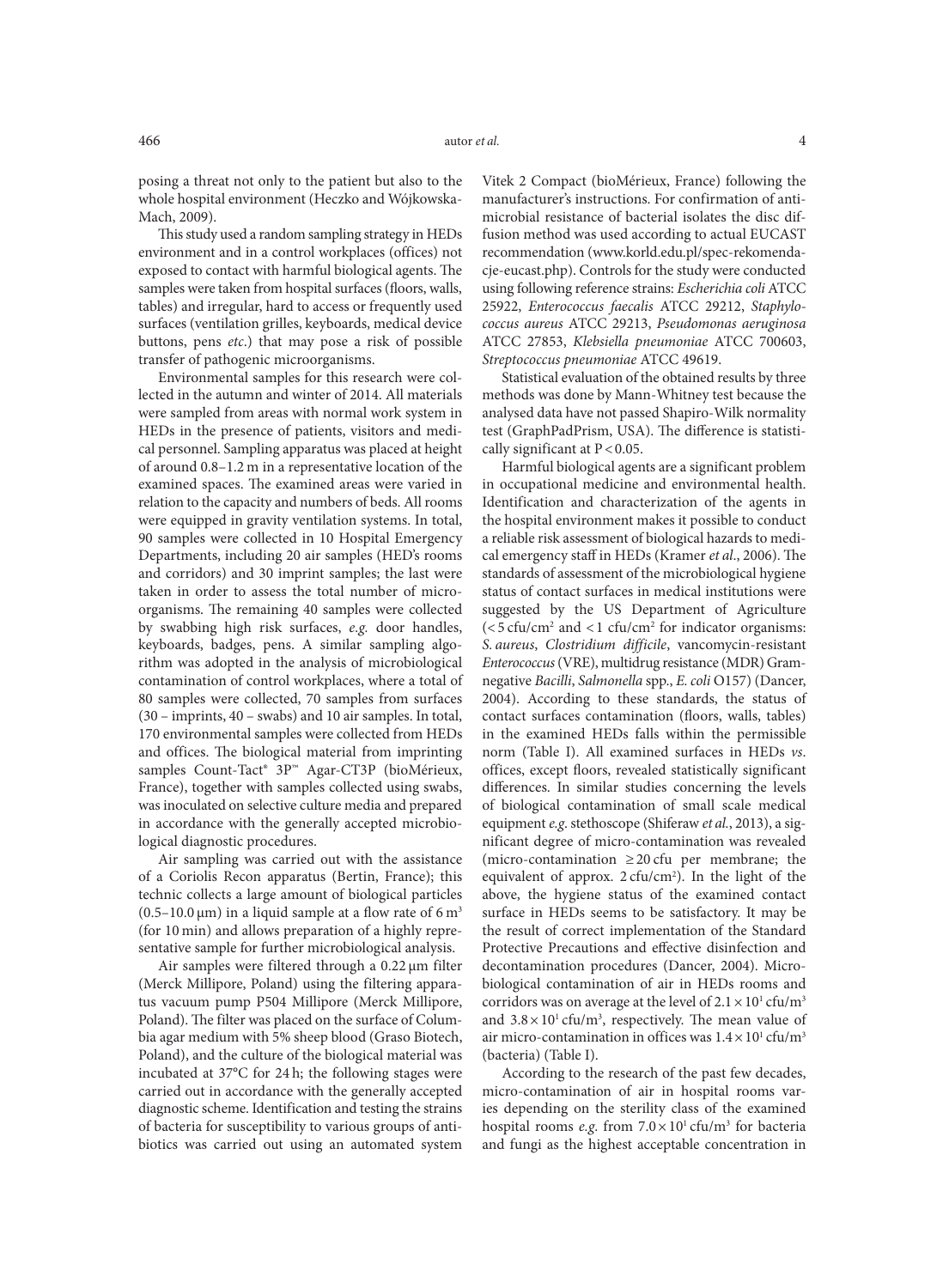posing a threat not only to the patient but also to the whole hospital environment (Heczko and Wójkowska-Mach, 2009).

This study used a random sampling strategy in HEDs environment and in a control workplaces (offices) not exposed to contact with harmful biological agents. The samples were taken from hospital surfaces (floors, walls, tables) and irregular, hard to access or frequently used surfaces (ventilation grilles, keyboards, medical device buttons, pens *etc.*) that may pose a risk of possible transfer of pathogenic microorganisms.

Environmental samples for this research were collected in the autumn and winter of 2014. All materials were sampled from areas with normal work system in HEDs in the presence of patients, visitors and medical personnel. Sampling apparatus was placed at height of around 0.8–1.2 m in a representative location of the examined spaces. The examined areas were varied in relation to the capacity and numbers of beds. All rooms were equipped in gravity ventilation systems. In total, 90 samples were collected in 10 Hospital Emergency Departments, including 20 air samples (HED's rooms and corridors) and 30 imprint samples; the last were taken in order to assess the total number of microorganisms. The remaining 40 samples were collected by swabbing high risk surfaces, *e.g.* door handles, keyboards, badges, pens. A similar sampling algorithm was adopted in the analysis of microbiological contamination of control workplaces, where a total of 80 samples were collected, 70 samples from surfaces (30 – imprints, 40 – swabs) and 10 air samples. In total, 170 environmental samples were collected from HEDs and offices. The biological material from imprinting samples Count-Tact® 3P™ Agar-CT3P (bioMérieux, France), together with samples collected using swabs, was inoculated on selective culture media and prepared in accordance with the generally accepted microbiological diagnostic procedures.

Air sampling was carried out with the assistance of a Coriolis Recon apparatus (Bertin, France); this technic collects a large amount of biological particles (0.5–10.0 μm) in a liquid sample at a flow rate of 6 $m^3$ (for 10 min) and allows preparation of a highly representative sample for further microbiological analysis.

Air samples were filtered through a 0.22 μm filter (Merck Millipore, Poland) using the filtering apparatus vacuum pump P504 Millipore (Merck Millipore, Poland). The filter was placed on the surface of Columbia agar medium with 5% sheep blood (Graso Biotech, Poland), and the culture of the biological material was incubated at 37°C for 24 h; the following stages were carried out in accordance with the generally accepted diagnostic scheme. Identification and testing the strains of bacteria for susceptibility to various groups of antibiotics was carried out using an automated system Vitek 2 Compact (bioMérieux, France) following the manufacturer's instructions. For confirmation of antimicrobial resistance of bacterial isolates the disc diffusion method was used according to actual EUCAST recommendation (www.korld.edu.pl/spec-rekomendacje-eucast.php). Controls for the study were conducted using following reference strains: *Escherichia coli* ATCC 25922, *Enterococcus faecalis* ATCC 29212, *Staphylococcus aureus* ATCC 29213, *Pseudomonas aeruginosa* ATCC 27853, *Klebsiella pneumoniae* ATCC 700603, *Streptococcus pneumoniae* ATCC 49619.

Statistical evaluation of the obtained results by three methods was done by Mann-Whitney test because the analysed data have not passed Shapiro-Wilk normality test (GraphPadPrism, USA). The difference is statistically significant at $P < 0.05$.

Harmful biological agents are a significant problem in occupational medicine and environmental health. Identification and characterization of the agents in the hospital environment makes it possible to conduct a reliable risk assessment of biological hazards to medical emergency staff in HEDs (Kramer *et al*., 2006). The standards of assessment of the microbiological hygiene status of contact surfaces in medical institutions were suggested by the US Department of Agriculture (< 5 cfu/$cm^2$ and < 1 cfu/$cm^2$ for indicator organisms: *S. aureus*, *Clostridium difficile*, vancomycin-resistant *Enterococcus* (VRE), multidrug resistance (MDR) Gram-negative *Bacilli*, *Salmonella* spp., *E. coli* O157) (Dancer, 2004). According to these standards, the status of contact surfaces contamination (floors, walls, tables) in the examined HEDs falls within the permissible norm (Table I). All examined surfaces in HEDs *vs*. offices, except floors, revealed statistically significant differences. In similar studies concerning the levels of biological contamination of small scale medical equipment *e.g.* stethoscope (Shiferaw *et al.*, 2013), a significant degree of micro-contamination was revealed (micro-contamination ≥ 20 cfu per membrane; the equivalent of approx. 2 cfu/$cm^2$). In the light of the above, the hygiene status of the examined contact surface in HEDs seems to be satisfactory. It may be the result of correct implementation of the Standard Protective Precautions and effective disinfection and decontamination procedures (Dancer, 2004). Microbiological contamination of air in HEDs rooms and corridors was on average at the level of $2.1 \times 10^1$ cfu/$m^3$ and $3.8 \times 10^1$ cfu/$m^3$, respectively. The mean value of air micro-contamination in offices was $1.4 \times 10^1$ cfu/$m^3$ (bacteria) (Table I).

According to the research of the past few decades, micro-contamination of air in hospital rooms varies depending on the sterility class of the examined hospital rooms *e.g.* from $7.0 \times 10^1$ cfu/$m^3$ for bacteria and fungi as the highest acceptable concentration in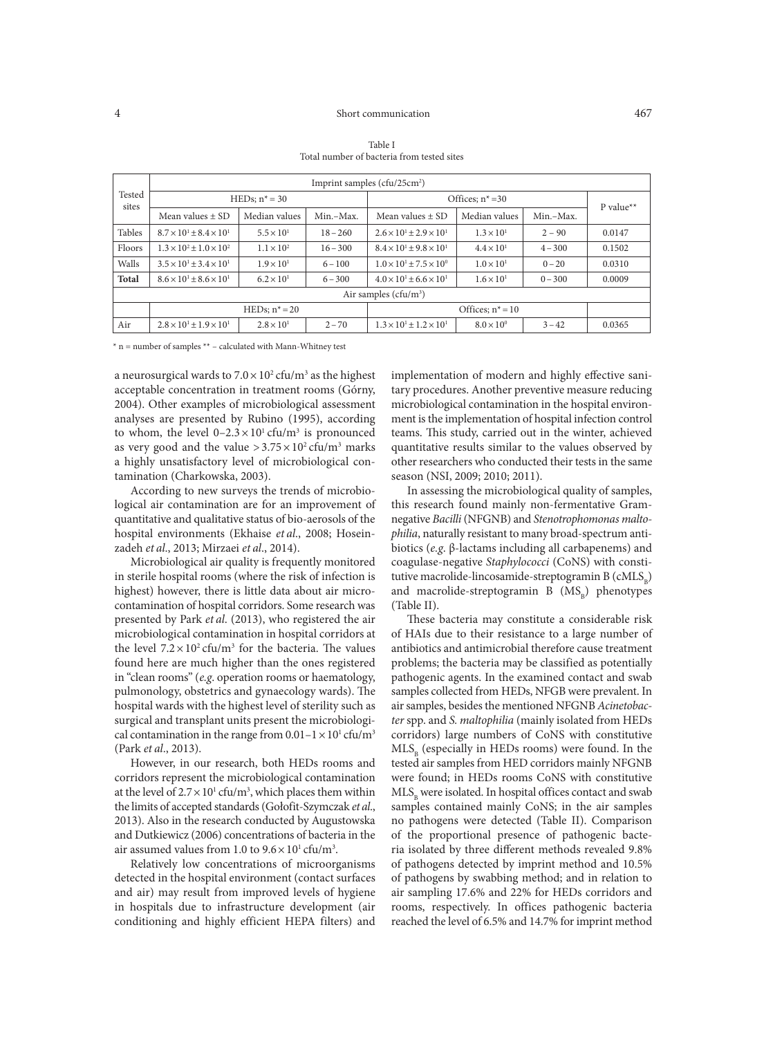Table I
Total number of bacteria from tested sites

| Tested sites | Imprint samples (cfu/25cm$^2$) | | | | | | |
|---|---|---|---|---|---|---|---|
| | HEDs; n* = 30 | | | Offices; n* =30 | | | P value** |
| | Mean values ± SD | Median values | Min.–Max. | Mean values ± SD | Median values | Min.–Max. | |
| Tables | $8.7 \times 10^1 \pm 8.4 \times 10^1$ | $5.5 \times 10^1$ | 18 – 260 | $2.6 \times 10^1 \pm 2.9 \times 10^1$ | $1.3 \times 10^1$ | 2 – 90 | 0.0147 |
| Floors | $1.3 \times 10^2 \pm 1.0 \times 10^2$ | $1.1 \times 10^2$ | 16 – 300 | $8.4 \times 10^1 \pm 9.8 \times 10^1$ | $4.4 \times 10^1$ | 4 – 300 | 0.1502 |
| Walls | $3.5 \times 10^1 \pm 3.4 \times 10^1$ | $1.9 \times 10^1$ | 6 – 100 | $1.0 \times 10^1 \pm 7.5 \times 10^0$ | $1.0 \times 10^1$ | 0 – 20 | 0.0310 |
| **Total** | $8.6 \times 10^1 \pm 8.6 \times 10^1$ | $6.2 \times 10^1$ | 6 – 300 | $4.0 \times 10^1 \pm 6.6 \times 10^1$ | $1.6 \times 10^1$ | 0 – 300 | 0.0009 |
| | Air samples (cfu/m$^3$) | | | | | | |
| | HEDs; n* = 20 | | | Offices; n* = 10 | | | |
| Air | $2.8 \times 10^1 \pm 1.9 \times 10^1$ | $2.8 \times 10^1$ | 2 – 70 | $1.3 \times 10^1 \pm 1.2 \times 10^1$ | $8.0 \times 10^0$ | 3 – 42 | 0.0365 |

\* n = number of samples ** – calculated with Mann-Whitney test

a neurosurgical wards to $7.0 \times 10^2$ cfu/m$^3$ as the highest acceptable concentration in treatment rooms (Górny, 2004). Other examples of microbiological assessment analyses are presented by Rubino (1995), according to whom, the level $0–2.3 \times 10^1$ cfu/m$^3$ is pronounced as very good and the value $> 3.75 \times 10^2$ cfu/m$^3$ marks a highly unsatisfactory level of microbiological contamination (Charkowska, 2003).

According to new surveys the trends of microbiological air contamination are for an improvement of quantitative and qualitative status of bio-aerosols of the hospital environments (Ekhaise *et al*., 2008; Hoseinzadeh *et al*., 2013; Mirzaei *et al*., 2014).

Microbiological air quality is frequently monitored in sterile hospital rooms (where the risk of infection is highest) however, there is little data about air microcontamination of hospital corridors. Some research was presented by Park *et al.* (2013), who registered the air microbiological contamination in hospital corridors at the level $7.2 \times 10^2$ cfu/m$^3$ for the bacteria. The values found here are much higher than the ones registered in "clean rooms" (*e.g.* operation rooms or haematology, pulmonology, obstetrics and gynaecology wards). The hospital wards with the highest level of sterility such as surgical and transplant units present the microbiological contamination in the range from $0.01–1 \times 10^1$ cfu/m$^3$ (Park *et al*., 2013).

However, in our research, both HEDs rooms and corridors represent the microbiological contamination at the level of $2.7 \times 10^1$ cfu/m$^3$, which places them within the limits of accepted standards (Gołofit-Szymczak *et al*., 2013). Also in the research conducted by Augustowska and Dutkiewicz (2006) concentrations of bacteria in the air assumed values from 1.0 to $9.6 \times 10^1$ cfu/m$^3$.

Relatively low concentrations of microorganisms detected in the hospital environment (contact surfaces and air) may result from improved levels of hygiene in hospitals due to infrastructure development (air conditioning and highly efficient HEPA filters) and implementation of modern and highly effective sanitary procedures. Another preventive measure reducing microbiological contamination in the hospital environment is the implementation of hospital infection control teams. This study, carried out in the winter, achieved quantitative results similar to the values observed by other researchers who conducted their tests in the same season (NSI, 2009; 2010; 2011).

In assessing the microbiological quality of samples, this research found mainly non-fermentative Gram-negative *Bacilli* (NFGNB) and *Stenotrophomonas maltophilia*, naturally resistant to many broad-spectrum antibiotics (*e.g.* β-lactams including all carbapenems) and coagulase-negative *Staphylococci* (CoNS) with constitutive macrolide-lincosamide-streptogramin B (cMLS$_B$) and macrolide-streptogramin B (MS$_B$) phenotypes (Table II).

These bacteria may constitute a considerable risk of HAIs due to their resistance to a large number of antibiotics and antimicrobial therefore cause treatment problems; the bacteria may be classified as potentially pathogenic agents. In the examined contact and swab samples collected from HEDs, NFGB were prevalent. In air samples, besides the mentioned NFGNB *Acinetobacter* spp. and *S. maltophilia* (mainly isolated from HEDs corridors) large numbers of CoNS with constitutive MLS$_B$ (especially in HEDs rooms) were found. In the tested air samples from HED corridors mainly NFGNB were found; in HEDs rooms CoNS with constitutive MLS$_B$ were isolated. In hospital offices contact and swab samples contained mainly CoNS; in the air samples no pathogens were detected (Table II). Comparison of the proportional presence of pathogenic bacteria isolated by three different methods revealed 9.8% of pathogens detected by imprint method and 10.5% of pathogens by swabbing method; and in relation to air sampling 17.6% and 22% for HEDs corridors and rooms, respectively. In offices pathogenic bacteria reached the level of 6.5% and 14.7% for imprint method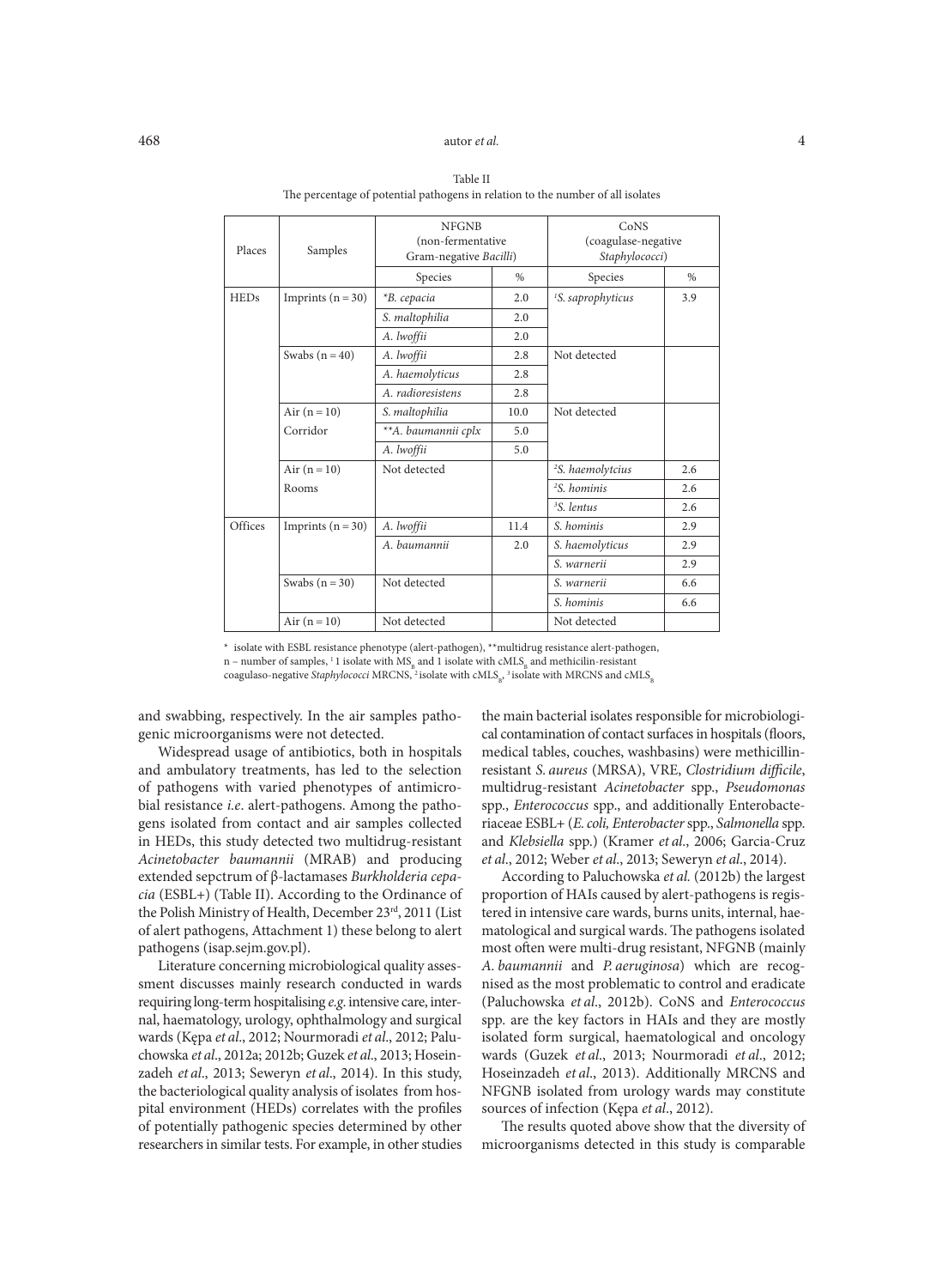Table II
The percentage of potential pathogens in relation to the number of all isolates

| Places | Samples | NFGNB (non-fermentative Gram-negative *Bacilli*) | | CoNS (coagulase-negative *Staphylococci*) | |
|---|---|---|---|---|---|
| | | Species | % | Species | % |
| HEDs | Imprints (n = 30) | *\*B. cepacia* | 2.0 | [1]*S. saprophyticus* | 3.9 |
| | | *S. maltophilia* | 2.0 | | |
| | | *A. lwoffii* | 2.0 | | |
| | Swabs (n = 40) | *A. lwoffii* | 2.8 | Not detected | |
| | | *A. haemolyticus* | 2.8 | | |
| | | *A. radioresistens* | 2.8 | | |
| | Air (n = 10) Corridor | *S. maltophilia* | 10.0 | Not detected | |
| | | *\*\*A. baumannii cplx* | 5.0 | | |
| | | *A. lwoffii* | 5.0 | | |
| | Air (n = 10) Rooms | Not detected | | [2]*S. haemolytcius* | 2.6 |
| | | | | [2]*S. hominis* | 2.6 |
| | | | | [3]*S. lentus* | 2.6 |
| Offices | Imprints (n = 30) | *A. lwoffii* | 11.4 | *S. hominis* | 2.9 |
| | | *A. baumannii* | 2.0 | *S. haemolyticus* | 2.9 |
| | | | | *S. warnerii* | 2.9 |
| | Swabs (n = 30) | Not detected | | *S. warnerii* | 6.6 |
| | | | | *S. hominis* | 6.6 |
| | Air (n = 10) | Not detected | | Not detected | |

\* isolate with ESBL resistance phenotype (alert-pathogen), \*\*multidrug resistance alert-pathogen,
n – number of samples, [1] 1 isolate with $MS_B$ and 1 isolate with $cMLS_B$ and methicilin-resistant coagulaso-negative *Staphylococci* MRCNS, [2] isolate with $cMLS_B$, [3] isolate with MRCNS and $cMLS_B$

and swabbing, respectively. In the air samples pathogenic microorganisms were not detected.

Widespread usage of antibiotics, both in hospitals and ambulatory treatments, has led to the selection of pathogens with varied phenotypes of antimicrobial resistance *i.e*. alert-pathogens. Among the pathogens isolated from contact and air samples collected in HEDs, this study detected two multidrug-resistant *Acinetobacter baumannii* (MRAB) and producing extended sepctrum of β-lactamases *Burkholderia cepacia* (ESBL+) (Table II). According to the Ordinance of the Polish Ministry of Health, December 23rd, 2011 (List of alert pathogens, Attachment 1) these belong to alert pathogens (isap.sejm.gov.pl).

Literature concerning microbiological quality assessment discusses mainly research conducted in wards requiring long-term hospitalising *e.g*. intensive care, internal, haematology, urology, ophthalmology and surgical wards (Kępa *et al*., 2012; Nourmoradi *et al*., 2012; Paluchowska *et al*., 2012a; 2012b; Guzek *et al*., 2013; Hoseinzadeh *et al*., 2013; Seweryn *et al*., 2014). In this study, the bacteriological quality analysis of isolates from hospital environment (HEDs) correlates with the profiles of potentially pathogenic species determined by other researchers in similar tests. For example, in other studies the main bacterial isolates responsible for microbiological contamination of contact surfaces in hospitals (floors, medical tables, couches, washbasins) were methicillin-resistant *S. aureus* (MRSA), VRE, *Clostridium difficile*, multidrug-resistant *Acinetobacter* spp., *Pseudomonas* spp., *Enterococcus* spp., and additionally Enterobacteriaceae ESBL+ (*E. coli, Enterobacter* spp., *Salmonella* spp. and *Klebsiella* spp.) (Kramer *et al*., 2006; Garcia-Cruz *et al*., 2012; Weber *et al*., 2013; Seweryn *et al*., 2014).

According to Paluchowska *et al.* (2012b) the largest proportion of HAIs caused by alert-pathogens is registered in intensive care wards, burns units, internal, haematological and surgical wards. The pathogens isolated most often were multi-drug resistant, NFGNB (mainly *A. baumannii* and *P. aeruginosa*) which are recognised as the most problematic to control and eradicate (Paluchowska *et al*., 2012b). CoNS and *Enterococcus* spp. are the key factors in HAIs and they are mostly isolated form surgical, haematological and oncology wards (Guzek *et al*., 2013; Nourmoradi *et al*., 2012; Hoseinzadeh *et al*., 2013). Additionally MRCNS and NFGNB isolated from urology wards may constitute sources of infection (Kępa *et al*., 2012).

The results quoted above show that the diversity of microorganisms detected in this study is comparable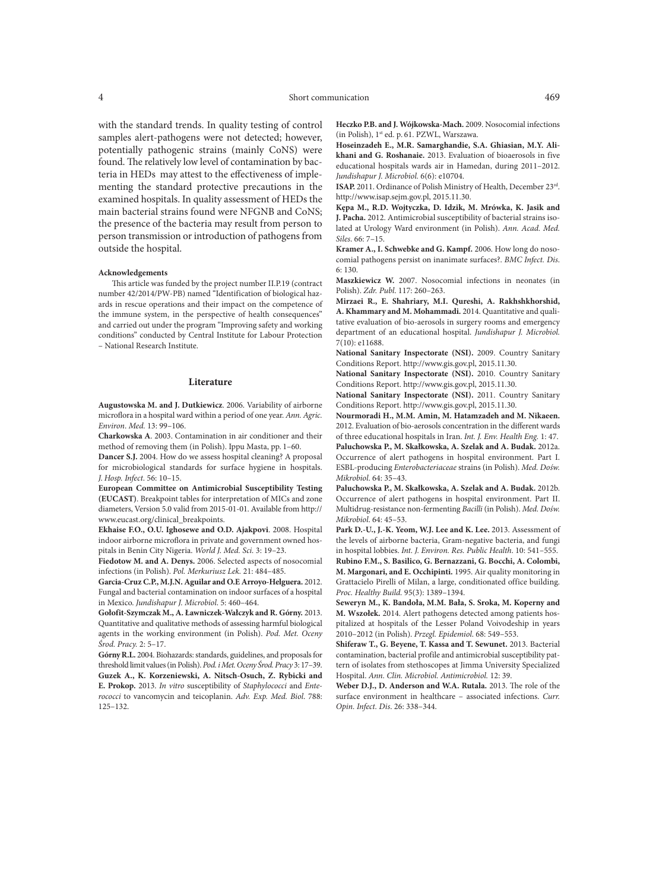with the standard trends. In quality testing of control samples alert-pathogens were not detected; however, potentially pathogenic strains (mainly CoNS) were found. The relatively low level of contamination by bacteria in HEDs may attest to the effectiveness of implementing the standard protective precautions in the examined hospitals. In quality assessment of HEDs the main bacterial strains found were NFGNB and CoNS; the presence of the bacteria may result from person to person transmission or introduction of pathogens from outside the hospital.

#### Acknowledgements

This article was funded by the project number II.P.19 (contract number 42/2014/PW-PB) named "Identification of biological hazards in rescue operations and their impact on the competence of the immune system, in the perspective of health consequences" and carried out under the program "Improving safety and working conditions" conducted by Central Institute for Labour Protection – National Research Institute.

## Literature

**Augustowska M. and J. Dutkiewicz**. 2006. Variability of airborne microflora in a hospital ward within a period of one year. *Ann. Agric. Environ. Med.* 13: 99–106.

**Charkowska A**. 2003. Contamination in air conditioner and their method of removing them (in Polish). Ippu Masta, pp. 1–60.

**Dancer S.J.** 2004. How do we assess hospital cleaning? A proposal for microbiological standards for surface hygiene in hospitals. *J. Hosp. Infect*. 56: 10–15.

**European Committee on Antimicrobial Susceptibility Testing (EUCAST)**. Breakpoint tables for interpretation of MICs and zone diameters, Version 5.0 valid from 2015-01-01. Available from http://www.eucast.org/clinical_breakpoints.

**Ekhaise F.O., O.U. Ighosewe and O.D. Ajakpovi**. 2008. Hospital indoor airborne microflora in private and government owned hospitals in Benin City Nigeria. *World J. Med. Sci.* 3: 19–23.

**Fiedotow M. and A. Denys.** 2006. Selected aspects of nosocomial infections (in Polish). *Pol. Merkuriusz Lek.* 21: 484–485.

**Garcia-Cruz C.P., M.J.N. Aguilar and O.E Arroyo-Helguera.** 2012. Fungal and bacterial contamination on indoor surfaces of a hospital in Mexico. *Jundishapur J. Microbiol*. 5: 460–464.

**Gołofit-Szymczak M., A. Ławniczek-Wałczyk and R. Górny.** 2013. Quantitative and qualitative methods of assessing harmful biological agents in the working environment (in Polish). *Pod. Met. Oceny Środ. Pracy.* 2: 5–17.

**Górny R.L.** 2004. Biohazards: standards, guidelines, and proposals for threshold limit values (in Polish). *Pod. i Met. Oceny Środ. Pracy* 3: 17–39.

**Guzek A., K. Korzeniewski, A. Nitsch-Osuch, Z. Rybicki and E. Prokop.** 2013. *In vitro* susceptibility of *Staphylococci* and *Enterococci* to vancomycin and teicoplanin. *Adv. Exp. Med. Biol*. 788: 125–132.

**Heczko P.B. and J. Wójkowska-Mach.** 2009. Nosocomial infections (in Polish), 1st ed. p. 61. PZWL, Warszawa.

**Hoseinzadeh E., M.R. Samarghandie, S.A. Ghiasian, M.Y. Alikhani and G. Roshanaie.** 2013. Evaluation of bioaerosols in five educational hospitals wards air in Hamedan, during 2011–2012. *Jundishapur J. Microbiol.* 6(6): e10704.

**ISAP.** 2011. Ordinance of Polish Ministry of Health, December 23rd. http://www.isap.sejm.gov.pl, 2015.11.30.

**Kępa M., R.D. Wojtyczka, D. Idzik, M. Mrówka, K. Jasik and J. Pacha.** 2012. Antimicrobial susceptibility of bacterial strains isolated at Urology Ward environment (in Polish). *Ann. Acad. Med. Siles*. 66: 7–15.

**Kramer A., I. Schwebke and G. Kampf.** 2006. How long do nosocomial pathogens persist on inanimate surfaces?. *BMC Infect. Dis*. 6: 130.

**Maszkiewicz W.** 2007. Nosocomial infections in neonates (in Polish). *Zdr. Publ*. 117: 260–263.

**Mirzaei R., E. Shahriary, M.I. Qureshi, A. Rakhshkhorshid, A. Khammary and M. Mohammadi.** 2014. Quantitative and qualitative evaluation of bio-aerosols in surgery rooms and emergency department of an educational hospital. *Jundishapur J. Microbiol.* 7(10): e11688.

**National Sanitary Inspectorate (NSI).** 2009. Country Sanitary Conditions Report. http://www.gis.gov.pl, 2015.11.30.

**National Sanitary Inspectorate (NSI).** 2010. Country Sanitary Conditions Report. http://www.gis.gov.pl, 2015.11.30.

**National Sanitary Inspectorate (NSI).** 2011. Country Sanitary Conditions Report. http://www.gis.gov.pl, 2015.11.30.

**Nourmoradi H., M.M. Amin, M. Hatamzadeh and M. Nikaeen.** 2012. Evaluation of bio-aerosols concentration in the different wards of three educational hospitals in Iran. *Int. J. Env. Health Eng.* 1: 47.

**Paluchowska P., M. Skałkowska, A. Szelak and A. Budak.** 2012a. Occurrence of alert pathogens in hospital environment. Part I. ESBL-producing *Enterobacteriaceae* strains (in Polish). *Med. Dośw. Mikrobiol*. 64: 35–43.

**Paluchowska P., M. Skałkowska, A. Szelak and A. Budak.** 2012b. Occurrence of alert pathogens in hospital environment. Part II. Multidrug-resistance non-fermenting *Bacilli* (in Polish). *Med. Dośw. Mikrobiol*. 64: 45–53.

**Park D.-U., J.-K. Yeom, W.J. Lee and K. Lee.** 2013. Assessment of the levels of airborne bacteria, Gram-negative bacteria, and fungi in hospital lobbies. *Int. J. Environ. Res. Public Health*. 10: 541–555.

**Rubino F.M., S. Basilico, G. Bernazzani, G. Bocchi, A. Colombi, M. Margonari, and E. Occhipinti.** 1995. Air quality monitoring in Grattacielo Pirelli of Milan, a large, conditionated office building. *Proc. Healthy Build.* 95(3): 1389–1394.

**Seweryn M., K. Bandoła, M.M. Bała, S. Sroka, M. Koperny and M. Wszołek.** 2014. Alert pathogens detected among patients hospitalized at hospitals of the Lesser Poland Voivodeship in years 2010–2012 (in Polish). *Przegl. Epidemiol*. 68: 549–553.

**Shiferaw T., G. Beyene, T. Kassa and T. Sewunet.** 2013. Bacterial contamination, bacterial profile and antimicrobial susceptibility pattern of isolates from stethoscopes at Jimma University Specialized Hospital. *Ann. Clin. Microbiol. Antimicrobiol.* 12: 39.

**Weber D.J., D. Anderson and W.A. Rutala.** 2013. The role of the surface environment in healthcare – associated infections. *Curr. Opin. Infect. Dis*. 26: 338–344.